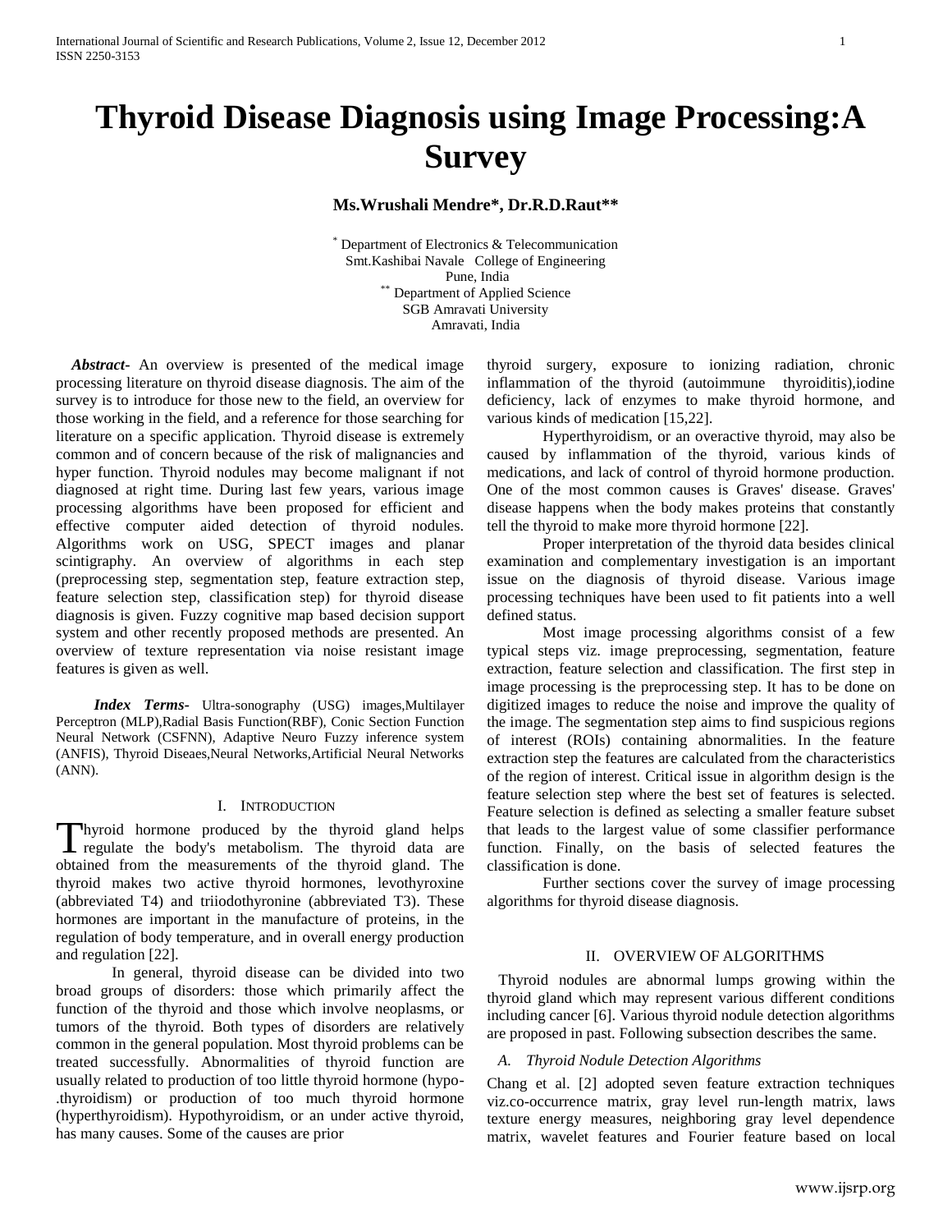# Thyroid Disease Diagnosis using Image Processing:A Survey

**Ms.Wrushali Mendre*, Dr.R.D.Raut****

[*] Department of Electronics & Telecommunication
Smt.Kashibai Navale College of Engineering
Pune, India
[**] Department of Applied Science
SGB Amravati University
Amravati, India

***Abstract-*** An overview is presented of the medical image processing literature on thyroid disease diagnosis. The aim of the survey is to introduce for those new to the field, an overview for those working in the field, and a reference for those searching for literature on a specific application. Thyroid disease is extremely common and of concern because of the risk of malignancies and hyper function. Thyroid nodules may become malignant if not diagnosed at right time. During last few years, various image processing algorithms have been proposed for efficient and effective computer aided detection of thyroid nodules. Algorithms work on USG, SPECT images and planar scintigraphy. An overview of algorithms in each step (preprocessing step, segmentation step, feature extraction step, feature selection step, classification step) for thyroid disease diagnosis is given. Fuzzy cognitive map based decision support system and other recently proposed methods are presented. An overview of texture representation via noise resistant image features is given as well.

***Index Terms-*** Ultra-sonography (USG) images,Multilayer Perceptron (MLP),Radial Basis Function(RBF), Conic Section Function Neural Network (CSFNN), Adaptive Neuro Fuzzy inference system (ANFIS), Thyroid Diseaes,Neural Networks,Artificial Neural Networks (ANN).

## I. Introduction

Thyroid hormone produced by the thyroid gland helps regulate the body's metabolism. The thyroid data are obtained from the measurements of the thyroid gland. The thyroid makes two active thyroid hormones, levothyroxine (abbreviated T4) and triiodothyronine (abbreviated T3). These hormones are important in the manufacture of proteins, in the regulation of body temperature, and in overall energy production and regulation [22].

In general, thyroid disease can be divided into two broad groups of disorders: those which primarily affect the function of the thyroid and those which involve neoplasms, or tumors of the thyroid. Both types of disorders are relatively common in the general population. Most thyroid problems can be treated successfully. Abnormalities of thyroid function are usually related to production of too little thyroid hormone (hypo-.thyroidism) or production of too much thyroid hormone (hyperthyroidism). Hypothyroidism, or an under active thyroid, has many causes. Some of the causes are prior thyroid surgery, exposure to ionizing radiation, chronic inflammation of the thyroid (autoimmune thyroiditis),iodine deficiency, lack of enzymes to make thyroid hormone, and various kinds of medication [15,22].

Hyperthyroidism, or an overactive thyroid, may also be caused by inflammation of the thyroid, various kinds of medications, and lack of control of thyroid hormone production. One of the most common causes is Graves' disease. Graves' disease happens when the body makes proteins that constantly tell the thyroid to make more thyroid hormone [22].

Proper interpretation of the thyroid data besides clinical examination and complementary investigation is an important issue on the diagnosis of thyroid disease. Various image processing techniques have been used to fit patients into a well defined status.

Most image processing algorithms consist of a few typical steps viz. image preprocessing, segmentation, feature extraction, feature selection and classification. The first step in image processing is the preprocessing step. It has to be done on digitized images to reduce the noise and improve the quality of the image. The segmentation step aims to find suspicious regions of interest (ROIs) containing abnormalities. In the feature extraction step the features are calculated from the characteristics of the region of interest. Critical issue in algorithm design is the feature selection step where the best set of features is selected. Feature selection is defined as selecting a smaller feature subset that leads to the largest value of some classifier performance function. Finally, on the basis of selected features the classification is done.

Further sections cover the survey of image processing algorithms for thyroid disease diagnosis.

## II. Overview of Algorithms

Thyroid nodules are abnormal lumps growing within the thyroid gland which may represent various different conditions including cancer [6]. Various thyroid nodule detection algorithms are proposed in past. Following subsection describes the same.

### *A. Thyroid Nodule Detection Algorithms*

Chang et al. [2] adopted seven feature extraction techniques viz.co-occurrence matrix, gray level run-length matrix, laws texture energy measures, neighboring gray level dependence matrix, wavelet features and Fourier feature based on local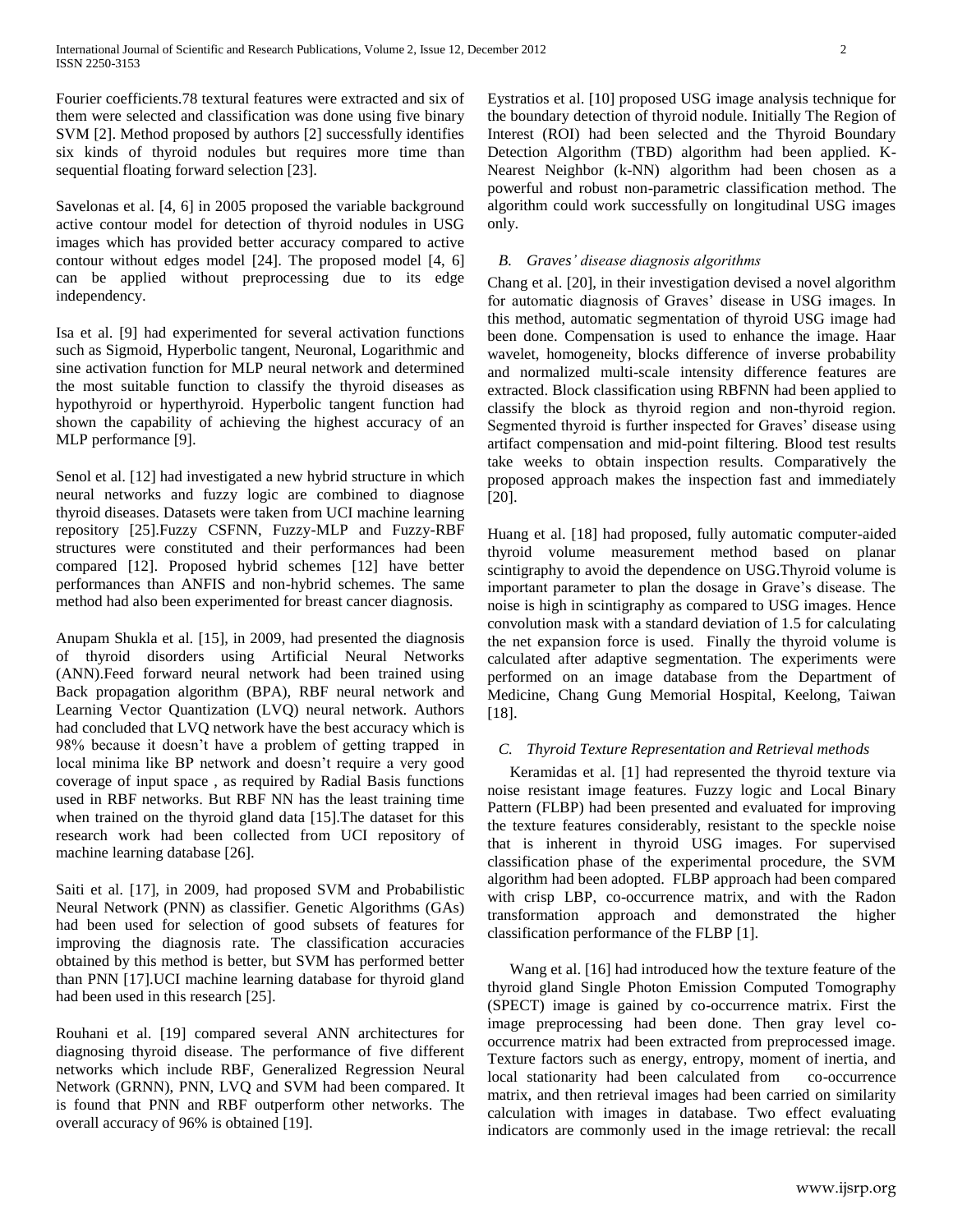Fourier coefficients.78 textural features were extracted and six of them were selected and classification was done using five binary SVM [2]. Method proposed by authors [2] successfully identifies six kinds of thyroid nodules but requires more time than sequential floating forward selection [23].

Savelonas et al. [4, 6] in 2005 proposed the variable background active contour model for detection of thyroid nodules in USG images which has provided better accuracy compared to active contour without edges model [24]. The proposed model [4, 6] can be applied without preprocessing due to its edge independency.

Isa et al. [9] had experimented for several activation functions such as Sigmoid, Hyperbolic tangent, Neuronal, Logarithmic and sine activation function for MLP neural network and determined the most suitable function to classify the thyroid diseases as hypothyroid or hyperthyroid. Hyperbolic tangent function had shown the capability of achieving the highest accuracy of an MLP performance [9].

Senol et al. [12] had investigated a new hybrid structure in which neural networks and fuzzy logic are combined to diagnose thyroid diseases. Datasets were taken from UCI machine learning repository [25].Fuzzy CSFNN, Fuzzy-MLP and Fuzzy-RBF structures were constituted and their performances had been compared [12]. Proposed hybrid schemes [12] have better performances than ANFIS and non-hybrid schemes. The same method had also been experimented for breast cancer diagnosis.

Anupam Shukla et al. [15], in 2009, had presented the diagnosis of thyroid disorders using Artificial Neural Networks (ANN).Feed forward neural network had been trained using Back propagation algorithm (BPA), RBF neural network and Learning Vector Quantization (LVQ) neural network. Authors had concluded that LVQ network have the best accuracy which is 98% because it doesn't have a problem of getting trapped in local minima like BP network and doesn't require a very good coverage of input space , as required by Radial Basis functions used in RBF networks. But RBF NN has the least training time when trained on the thyroid gland data [15].The dataset for this research work had been collected from UCI repository of machine learning database [26].

Saiti et al. [17], in 2009, had proposed SVM and Probabilistic Neural Network (PNN) as classifier. Genetic Algorithms (GAs) had been used for selection of good subsets of features for improving the diagnosis rate. The classification accuracies obtained by this method is better, but SVM has performed better than PNN [17].UCI machine learning database for thyroid gland had been used in this research [25].

Rouhani et al. [19] compared several ANN architectures for diagnosing thyroid disease. The performance of five different networks which include RBF, Generalized Regression Neural Network (GRNN), PNN, LVQ and SVM had been compared. It is found that PNN and RBF outperform other networks. The overall accuracy of 96% is obtained [19].

Eystratios et al. [10] proposed USG image analysis technique for the boundary detection of thyroid nodule. Initially The Region of Interest (ROI) had been selected and the Thyroid Boundary Detection Algorithm (TBD) algorithm had been applied. K-Nearest Neighbor (k-NN) algorithm had been chosen as a powerful and robust non-parametric classification method. The algorithm could work successfully on longitudinal USG images only.

### *B. Graves' disease diagnosis algorithms*

Chang et al. [20], in their investigation devised a novel algorithm for automatic diagnosis of Graves' disease in USG images. In this method, automatic segmentation of thyroid USG image had been done. Compensation is used to enhance the image. Haar wavelet, homogeneity, blocks difference of inverse probability and normalized multi-scale intensity difference features are extracted. Block classification using RBFNN had been applied to classify the block as thyroid region and non-thyroid region. Segmented thyroid is further inspected for Graves' disease using artifact compensation and mid-point filtering. Blood test results take weeks to obtain inspection results. Comparatively the proposed approach makes the inspection fast and immediately [20].

Huang et al. [18] had proposed, fully automatic computer-aided thyroid volume measurement method based on planar scintigraphy to avoid the dependence on USG.Thyroid volume is important parameter to plan the dosage in Grave's disease. The noise is high in scintigraphy as compared to USG images. Hence convolution mask with a standard deviation of 1.5 for calculating the net expansion force is used. Finally the thyroid volume is calculated after adaptive segmentation. The experiments were performed on an image database from the Department of Medicine, Chang Gung Memorial Hospital, Keelong, Taiwan [18].

### *C. Thyroid Texture Representation and Retrieval methods*

Keramidas et al. [1] had represented the thyroid texture via noise resistant image features. Fuzzy logic and Local Binary Pattern (FLBP) had been presented and evaluated for improving the texture features considerably, resistant to the speckle noise that is inherent in thyroid USG images. For supervised classification phase of the experimental procedure, the SVM algorithm had been adopted. FLBP approach had been compared with crisp LBP, co-occurrence matrix, and with the Radon transformation approach and demonstrated the higher classification performance of the FLBP [1].

Wang et al. [16] had introduced how the texture feature of the thyroid gland Single Photon Emission Computed Tomography (SPECT) image is gained by co-occurrence matrix. First the image preprocessing had been done. Then gray level co-occurrence matrix had been extracted from preprocessed image. Texture factors such as energy, entropy, moment of inertia, and local stationarity had been calculated from co-occurrence matrix, and then retrieval images had been carried on similarity calculation with images in database. Two effect evaluating indicators are commonly used in the image retrieval: the recall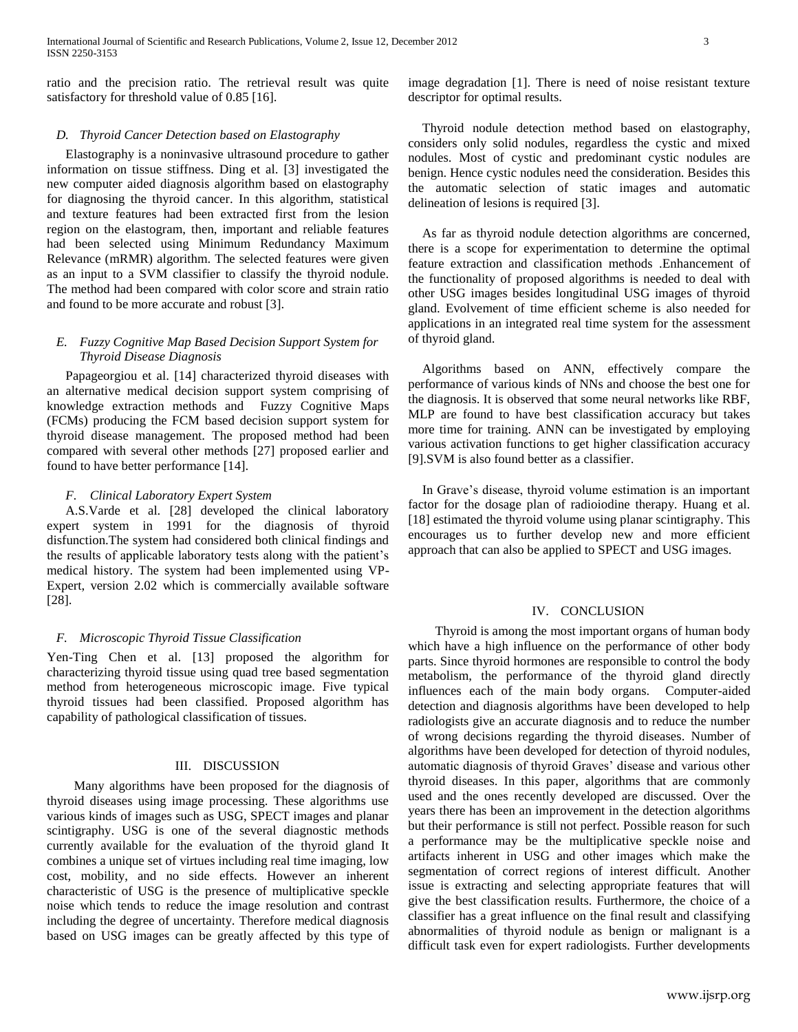ratio and the precision ratio. The retrieval result was quite satisfactory for threshold value of 0.85 [16].

### *D. Thyroid Cancer Detection based on Elastography*

Elastography is a noninvasive ultrasound procedure to gather information on tissue stiffness. Ding et al. [3] investigated the new computer aided diagnosis algorithm based on elastography for diagnosing the thyroid cancer. In this algorithm, statistical and texture features had been extracted first from the lesion region on the elastogram, then, important and reliable features had been selected using Minimum Redundancy Maximum Relevance (mRMR) algorithm. The selected features were given as an input to a SVM classifier to classify the thyroid nodule. The method had been compared with color score and strain ratio and found to be more accurate and robust [3].

### *E. Fuzzy Cognitive Map Based Decision Support System for Thyroid Disease Diagnosis*

Papageorgiou et al. [14] characterized thyroid diseases with an alternative medical decision support system comprising of knowledge extraction methods and Fuzzy Cognitive Maps (FCMs) producing the FCM based decision support system for thyroid disease management. The proposed method had been compared with several other methods [27] proposed earlier and found to have better performance [14].

### *F. Clinical Laboratory Expert System*

A.S.Varde et al. [28] developed the clinical laboratory expert system in 1991 for the diagnosis of thyroid disfunction.The system had considered both clinical findings and the results of applicable laboratory tests along with the patient's medical history. The system had been implemented using VP-Expert, version 2.02 which is commercially available software [28].

### *F. Microscopic Thyroid Tissue Classification*

Yen-Ting Chen et al. [13] proposed the algorithm for characterizing thyroid tissue using quad tree based segmentation method from heterogeneous microscopic image. Five typical thyroid tissues had been classified. Proposed algorithm has capability of pathological classification of tissues.

## III. DISCUSSION

Many algorithms have been proposed for the diagnosis of thyroid diseases using image processing. These algorithms use various kinds of images such as USG, SPECT images and planar scintigraphy. USG is one of the several diagnostic methods currently available for the evaluation of the thyroid gland It combines a unique set of virtues including real time imaging, low cost, mobility, and no side effects. However an inherent characteristic of USG is the presence of multiplicative speckle noise which tends to reduce the image resolution and contrast including the degree of uncertainty. Therefore medical diagnosis based on USG images can be greatly affected by this type of image degradation [1]. There is need of noise resistant texture descriptor for optimal results.

Thyroid nodule detection method based on elastography, considers only solid nodules, regardless the cystic and mixed nodules. Most of cystic and predominant cystic nodules are benign. Hence cystic nodules need the consideration. Besides this the automatic selection of static images and automatic delineation of lesions is required [3].

As far as thyroid nodule detection algorithms are concerned, there is a scope for experimentation to determine the optimal feature extraction and classification methods .Enhancement of the functionality of proposed algorithms is needed to deal with other USG images besides longitudinal USG images of thyroid gland. Evolvement of time efficient scheme is also needed for applications in an integrated real time system for the assessment of thyroid gland.

Algorithms based on ANN, effectively compare the performance of various kinds of NNs and choose the best one for the diagnosis. It is observed that some neural networks like RBF, MLP are found to have best classification accuracy but takes more time for training. ANN can be investigated by employing various activation functions to get higher classification accuracy [9].SVM is also found better as a classifier.

In Grave's disease, thyroid volume estimation is an important factor for the dosage plan of radioiodine therapy. Huang et al. [18] estimated the thyroid volume using planar scintigraphy. This encourages us to further develop new and more efficient approach that can also be applied to SPECT and USG images.

## IV. CONCLUSION

Thyroid is among the most important organs of human body which have a high influence on the performance of other body parts. Since thyroid hormones are responsible to control the body metabolism, the performance of the thyroid gland directly influences each of the main body organs. Computer-aided detection and diagnosis algorithms have been developed to help radiologists give an accurate diagnosis and to reduce the number of wrong decisions regarding the thyroid diseases. Number of algorithms have been developed for detection of thyroid nodules, automatic diagnosis of thyroid Graves' disease and various other thyroid diseases. In this paper, algorithms that are commonly used and the ones recently developed are discussed. Over the years there has been an improvement in the detection algorithms but their performance is still not perfect. Possible reason for such a performance may be the multiplicative speckle noise and artifacts inherent in USG and other images which make the segmentation of correct regions of interest difficult. Another issue is extracting and selecting appropriate features that will give the best classification results. Furthermore, the choice of a classifier has a great influence on the final result and classifying abnormalities of thyroid nodule as benign or malignant is a difficult task even for expert radiologists. Further developments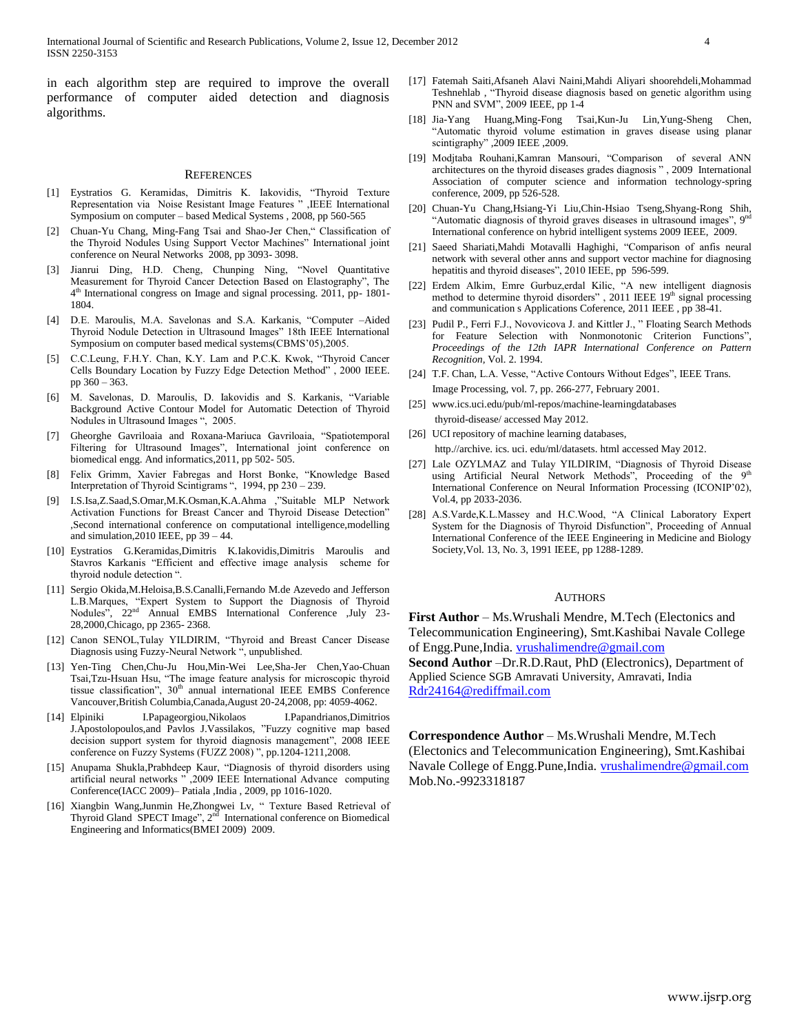in each algorithm step are required to improve the overall performance of computer aided detection and diagnosis algorithms.

## REFERENCES

[1] Eystratios G. Keramidas, Dimitris K. Iakovidis, "Thyroid Texture Representation via Noise Resistant Image Features " ,IEEE International Symposium on computer – based Medical Systems , 2008, pp 560-565

[2] Chuan-Yu Chang, Ming-Fang Tsai and Shao-Jer Chen," Classification of the Thyroid Nodules Using Support Vector Machines" International joint conference on Neural Networks 2008, pp 3093- 3098.

[3] Jianrui Ding, H.D. Cheng, Chunping Ning, "Novel Quantitative Measurement for Thyroid Cancer Detection Based on Elastography", The 4th International congress on Image and signal processing. 2011, pp- 1801-1804.

[4] D.E. Maroulis, M.A. Savelonas and S.A. Karkanis, "Computer –Aided Thyroid Nodule Detection in Ultrasound Images" 18th IEEE International Symposium on computer based medical systems(CBMS'05),2005.

[5] C.C.Leung, F.H.Y. Chan, K.Y. Lam and P.C.K. Kwok, "Thyroid Cancer Cells Boundary Location by Fuzzy Edge Detection Method" , 2000 IEEE. pp 360 – 363.

[6] M. Savelonas, D. Maroulis, D. Iakovidis and S. Karkanis, "Variable Background Active Contour Model for Automatic Detection of Thyroid Nodules in Ultrasound Images ", 2005.

[7] Gheorghe Gavriloaia and Roxana-Mariuca Gavriloaia, "Spatiotemporal Filtering for Ultrasound Images", International joint conference on biomedical engg. And informatics,2011, pp 502- 505.

[8] Felix Grimm, Xavier Fabregas and Horst Bonke, "Knowledge Based Interpretation of Thyroid Scintigrams ", 1994, pp 230 – 239.

[9] I.S.Isa,Z.Saad,S.Omar,M.K.Osman,K.A.Ahma ,"Suitable MLP Network Activation Functions for Breast Cancer and Thyroid Disease Detection" ,Second international conference on computational intelligence,modelling and simulation,2010 IEEE, pp 39 – 44.

[10] Eystratios G.Keramidas,Dimitris K.Iakovidis,Dimitris Maroulis and Stavros Karkanis "Efficient and effective image analysis scheme for thyroid nodule detection ".

[11] Sergio Okida,M.Heloisa,B.S.Canalli,Fernando M.de Azevedo and Jefferson L.B.Marques, "Expert System to Support the Diagnosis of Thyroid Nodules", 22nd Annual EMBS International Conference ,July 23-28,2000,Chicago, pp 2365- 2368.

[12] Canon SENOL,Tulay YILDIRIM, "Thyroid and Breast Cancer Disease Diagnosis using Fuzzy-Neural Network ", unpublished.

[13] Yen-Ting Chen,Chu-Ju Hou,Min-Wei Lee,Sha-Jer Chen,Yao-Chuan Tsai,Tzu-Hsuan Hsu, "The image feature analysis for microscopic thyroid tissue classification", 30th annual international IEEE EMBS Conference Vancouver,British Columbia,Canada,August 20-24,2008, pp: 4059-4062.

[14] Elpiniki I.Papageorgiou,Nikolaos I.Papandrianos,Dimitrios J.Apostolopoulos,and Pavlos J.Vassilakos, "Fuzzy cognitive map based decision support system for thyroid diagnosis management", 2008 IEEE conference on Fuzzy Systems (FUZZ 2008) ", pp.1204-1211,2008.

[15] Anupama Shukla,Prabhdeep Kaur, "Diagnosis of thyroid disorders using artificial neural networks " ,2009 IEEE International Advance computing Conference(IACC 2009)– Patiala ,India , 2009, pp 1016-1020.

[16] Xiangbin Wang,Junmin He,Zhongwei Lv, " Texture Based Retrieval of Thyroid Gland SPECT Image", 2nd International conference on Biomedical Engineering and Informatics(BMEI 2009) 2009.

[17] Fatemah Saiti,Afsaneh Alavi Naini,Mahdi Aliyari shoorehdeli,Mohammad Teshnehlab , "Thyroid disease diagnosis based on genetic algorithm using PNN and SVM", 2009 IEEE, pp 1-4

[18] Jia-Yang Huang,Ming-Fong Tsai,Kun-Ju Lin,Yung-Sheng Chen, "Automatic thyroid volume estimation in graves disease using planar scintigraphy" ,2009 IEEE ,2009.

[19] Modjtaba Rouhani,Kamran Mansouri, "Comparison of several ANN architectures on the thyroid diseases grades diagnosis " , 2009 International Association of computer science and information technology-spring conference, 2009, pp 526-528.

[20] Chuan-Yu Chang,Hsiang-Yi Liu,Chin-Hsiao Tseng,Shyang-Rong Shih, "Automatic diagnosis of thyroid graves diseases in ultrasound images", 9nd International conference on hybrid intelligent systems 2009 IEEE, 2009.

[21] Saeed Shariati,Mahdi Motavalli Haghighi, "Comparison of anfis neural network with several other anns and support vector machine for diagnosing hepatitis and thyroid diseases", 2010 IEEE, pp 596-599.

[22] Erdem Alkim, Emre Gurbuz,erdal Kilic, "A new intelligent diagnosis method to determine thyroid disorders" , 2011 IEEE 19th signal processing and communication s Applications Coference, 2011 IEEE , pp 38-41.

[23] Pudil P., Ferri F.J., Novovicova J. and Kittler J., " Floating Search Methods for Feature Selection with Nonmonotonic Criterion Functions", *Proceedings of the 12th IAPR International Conference on Pattern Recognition*, Vol. 2. 1994.

[24] T.F. Chan, L.A. Vesse, "Active Contours Without Edges", IEEE Trans. Image Processing, vol. 7, pp. 266-277, February 2001.

[25] www.ics.uci.edu/pub/ml-repos/machine-learningdatabases thyroid-disease/ accessed May 2012.

[26] UCI repository of machine learning databases, http./archive. ics. uci. edu/ml/datasets. html accessed May 2012.

[27] Lale OZYLMAZ and Tulay YILDIRIM, "Diagnosis of Thyroid Disease using Artificial Neural Network Methods", Proceeding of the 9th International Conference on Neural Information Processing (ICONIP'02), Vol.4, pp 2033-2036.

[28] A.S.Varde,K.L.Massey and H.C.Wood, "A Clinical Laboratory Expert System for the Diagnosis of Thyroid Disfunction", Proceeding of Annual International Conference of the IEEE Engineering in Medicine and Biology Society,Vol. 13, No. 3, 1991 IEEE, pp 1288-1289.

## AUTHORS

**First Author** – Ms.Wrushali Mendre, M.Tech (Electonics and Telecommunication Engineering), Smt.Kashibai Navale College of Engg.Pune,India. vrushalimendre@gmail.com

**Second Author** –Dr.R.D.Raut, PhD (Electronics), Department of Applied Science SGB Amravati University, Amravati, India Rdr24164@rediffmail.com

**Correspondence Author** – Ms.Wrushali Mendre, M.Tech (Electonics and Telecommunication Engineering), Smt.Kashibai Navale College of Engg.Pune,India. vrushalimendre@gmail.com Mob.No.-9923318187